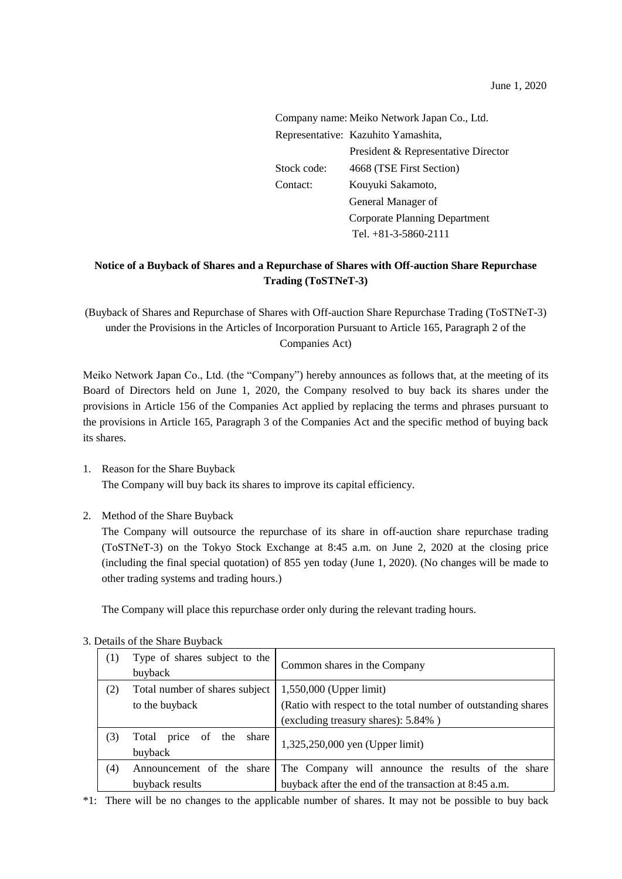June 1, 2020

Company name: Meiko Network Japan Co., Ltd.
Representative: Kazuhito Yamashita,
President & Representative Director
Stock code: 4668 (TSE First Section)
Contact: Kouyuki Sakamoto,
General Manager of
Corporate Planning Department
Tel. +81-3-5860-2111

**Notice of a Buyback of Shares and a Repurchase of Shares with Off-auction Share Repurchase Trading (ToSTNeT-3)**

(Buyback of Shares and Repurchase of Shares with Off-auction Share Repurchase Trading (ToSTNeT-3) under the Provisions in the Articles of Incorporation Pursuant to Article 165, Paragraph 2 of the Companies Act)

Meiko Network Japan Co., Ltd. (the "Company") hereby announces as follows that, at the meeting of its Board of Directors held on June 1, 2020, the Company resolved to buy back its shares under the provisions in Article 156 of the Companies Act applied by replacing the terms and phrases pursuant to the provisions in Article 165, Paragraph 3 of the Companies Act and the specific method of buying back its shares.

1. Reason for the Share Buyback
   The Company will buy back its shares to improve its capital efficiency.

2. Method of the Share Buyback
   The Company will outsource the repurchase of its share in off-auction share repurchase trading (ToSTNeT-3) on the Tokyo Stock Exchange at 8:45 a.m. on June 2, 2020 at the closing price (including the final special quotation) of 855 yen today (June 1, 2020). (No changes will be made to other trading systems and trading hours.)

   The Company will place this repurchase order only during the relevant trading hours.

3. Details of the Share Buyback

| | | |
|---|---|---|
| (1) | Type of shares subject to the buyback | Common shares in the Company |
| (2) | Total number of shares subject to the buyback | 1,550,000 (Upper limit)<br>(Ratio with respect to the total number of outstanding shares (excluding treasury shares): 5.84% ) |
| (3) | Total price of the share buyback | 1,325,250,000 yen (Upper limit) |
| (4) | Announcement of the share buyback results | The Company will announce the results of the share buyback after the end of the transaction at 8:45 a.m. |

*1: There will be no changes to the applicable number of shares. It may not be possible to buy back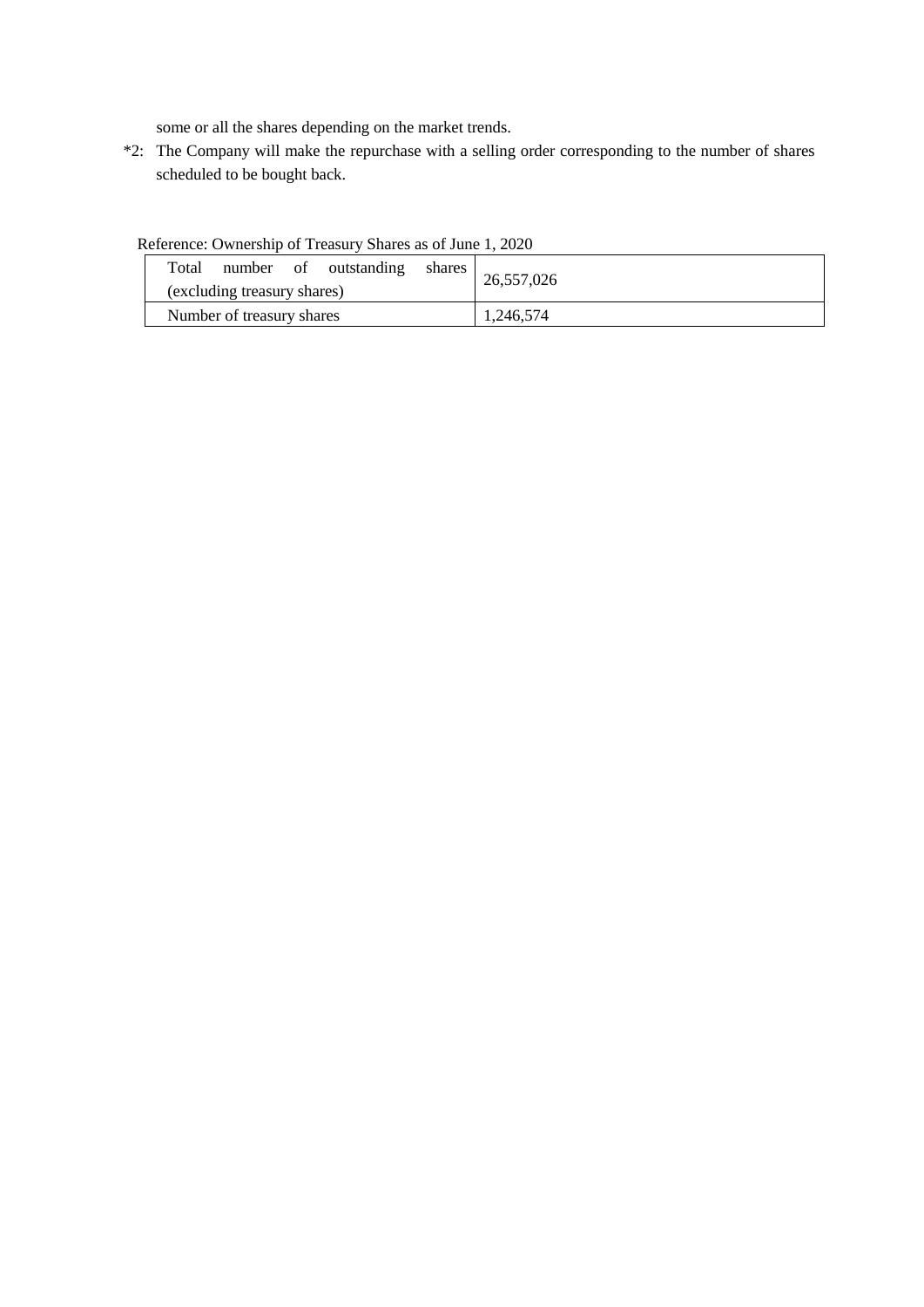some or all the shares depending on the market trends.

*2: The Company will make the repurchase with a selling order corresponding to the number of shares scheduled to be bought back.

Reference: Ownership of Treasury Shares as of June 1, 2020

| | |
|---|---|
| Total number of outstanding shares (excluding treasury shares) | 26,557,026 |
| Number of treasury shares | 1,246,574 |